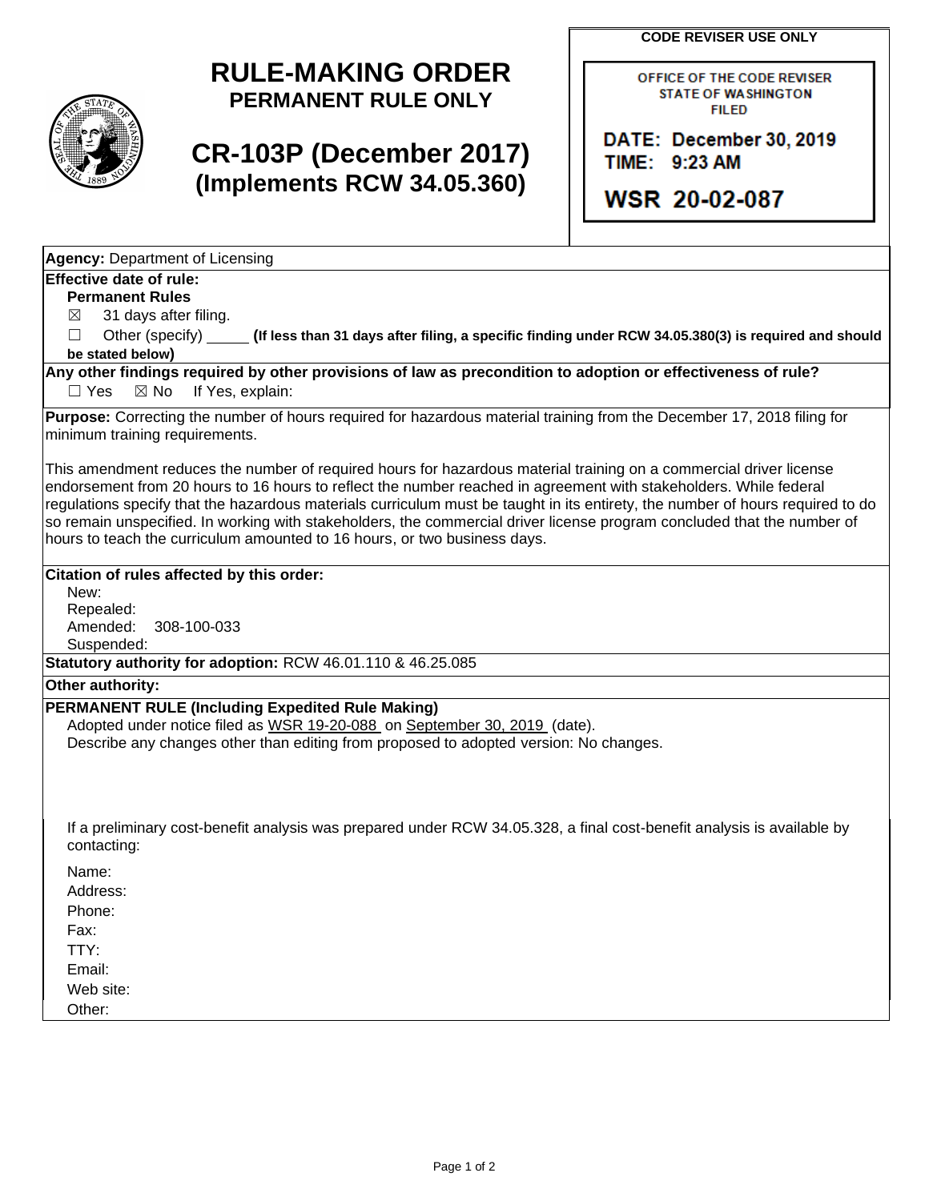# RULE-MAKING ORDER
## PERMANENT RULE ONLY

## CR-103P (December 2017)
## (Implements RCW 34.05.360)

**CODE REVISER USE ONLY**

OFFICE OF THE CODE REVISER
STATE OF WASHINGTON
FILED

DATE: December 30, 2019
TIME: 9:23 AM

WSR 20-02-087

**Agency:** Department of Licensing

**Effective date of rule:**

**Permanent Rules**

☒ 31 days after filing.

☐ Other (specify) _____ **(If less than 31 days after filing, a specific finding under RCW 34.05.380(3) is required and should be stated below)**

**Any other findings required by other provisions of law as precondition to adoption or effectiveness of rule?**

☐ Yes ☒ No If Yes, explain:

**Purpose:** Correcting the number of hours required for hazardous material training from the December 17, 2018 filing for minimum training requirements.

This amendment reduces the number of required hours for hazardous material training on a commercial driver license endorsement from 20 hours to 16 hours to reflect the number reached in agreement with stakeholders. While federal regulations specify that the hazardous materials curriculum must be taught in its entirety, the number of hours required to do so remain unspecified. In working with stakeholders, the commercial driver license program concluded that the number of hours to teach the curriculum amounted to 16 hours, or two business days.

**Citation of rules affected by this order:**

New:
Repealed:
Amended: 308-100-033
Suspended:

**Statutory authority for adoption:** RCW 46.01.110 & 46.25.085

**Other authority:**

**PERMANENT RULE (Including Expedited Rule Making)**

Adopted under notice filed as WSR 19-20-088 on September 30, 2019 (date).

Describe any changes other than editing from proposed to adopted version: No changes.

If a preliminary cost-benefit analysis was prepared under RCW 34.05.328, a final cost-benefit analysis is available by contacting:

Name:
Address:
Phone:
Fax:
TTY:
Email:
Web site:
Other: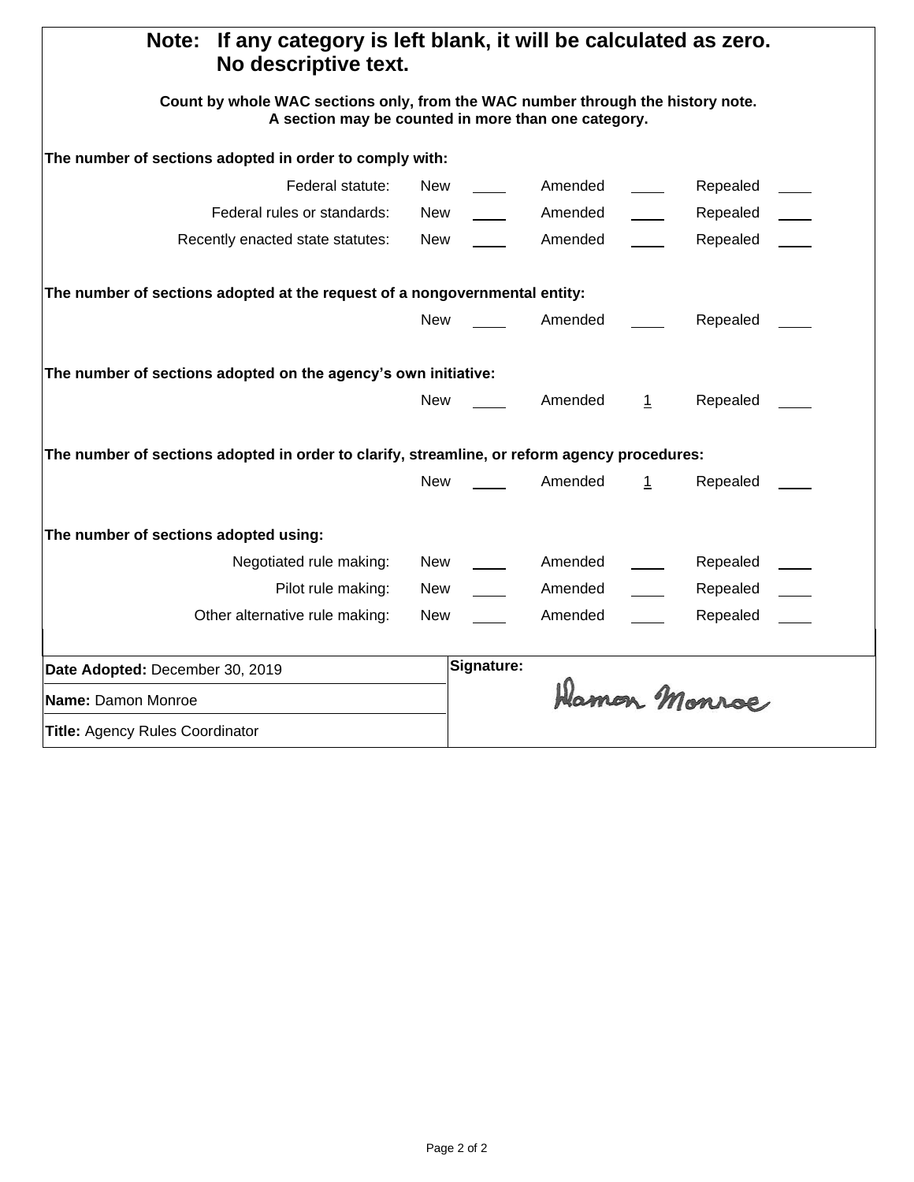**Note: If any category is left blank, it will be calculated as zero. No descriptive text.**

**Count by whole WAC sections only, from the WAC number through the history note. A section may be counted in more than one category.**

**The number of sections adopted in order to comply with:**

| | | | | | | |
|---|---|---|---|---|---|---|
| Federal statute: | New | | Amended | | Repealed | |
| Federal rules or standards: | New | | Amended | | Repealed | |
| Recently enacted state statutes: | New | | Amended | | Repealed | |

**The number of sections adopted at the request of a nongovernmental entity:**

| | | | | | |
|---|---|---|---|---|---|
| New | | Amended | | Repealed | |

**The number of sections adopted on the agency's own initiative:**

| | | | | | |
|---|---|---|---|---|---|
| New | | Amended | 1 | Repealed | |

**The number of sections adopted in order to clarify, streamline, or reform agency procedures:**

| | | | | | |
|---|---|---|---|---|---|
| New | | Amended | 1 | Repealed | |

**The number of sections adopted using:**

| | | | | | | |
|---|---|---|---|---|---|---|
| Negotiated rule making: | New | | Amended | | Repealed | |
| Pilot rule making: | New | | Amended | | Repealed | |
| Other alternative rule making: | New | | Amended | | Repealed | |

| | |
|---|---|
| **Date Adopted:** December 30, 2019 | **Signature:** Damon Monroe |
| **Name:** Damon Monroe | |
| **Title:** Agency Rules Coordinator | |